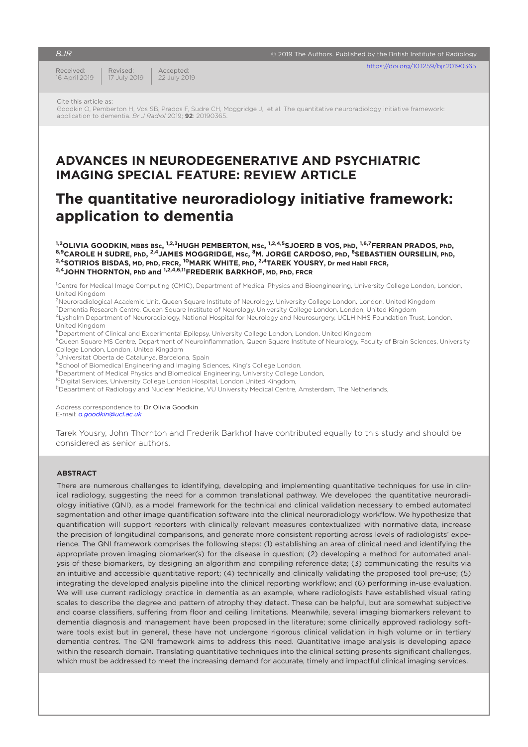Received: 16 April 2019 | Revised: 17 July 2019 | Accepted: 22 July 2019

https://doi.org/10.1259/bjr.20190365

Cite this article as:
Goodkin O, Pemberton H, Vos SB, Prados F, Sudre CH, Moggridge J, et al. The quantitative neuroradiology initiative framework: application to dementia. *Br J Radiol* 2019; **92**: 20190365.

## ADVANCES IN NEURODEGENERATIVE AND PSYCHIATRIC IMAGING SPECIAL FEATURE: REVIEW ARTICLE

# The quantitative neuroradiology initiative framework: application to dementia

[1,2]**OLIVIA GOODKIN**, MBBS BSc, [1,2,3]**HUGH PEMBERTON**, MSc, [1,2,4,5]**SJOERD B VOS**, PhD, [1,6,7]**FERRAN PRADOS**, PhD, [8,9]**CAROLE H SUDRE**, PhD, [2,4]**JAMES MOGGRIDGE**, MSc, [8]**M. JORGE CARDOSO**, PhD, [8]**SEBASTIEN OURSELIN**, PhD, [2,4]**SOTIRIOS BISDAS**, MD, PhD, FRCR, [10]**MARK WHITE**, PhD, [2,4]**TAREK YOUSRY**, Dr med Habil FRCR, [2,4]**JOHN THORNTON**, PhD and [1,2,4,6,11]**FREDERIK BARKHOF**, MD, PhD, FRCR

[1]Centre for Medical Image Computing (CMIC), Department of Medical Physics and Bioengineering, University College London, London, United Kingdom
[2]Neuroradiological Academic Unit, Queen Square Institute of Neurology, University College London, London, United Kingdom
[3]Dementia Research Centre, Queen Square Institute of Neurology, University College London, London, United Kingdom
[4]Lysholm Department of Neuroradiology, National Hospital for Neurology and Neurosurgery, UCLH NHS Foundation Trust, London, United Kingdom
[5]Department of Clinical and Experimental Epilepsy, University College London, London, United Kingdom
[6]Queen Square MS Centre, Department of Neuroinflammation, Queen Square Institute of Neurology, Faculty of Brain Sciences, University College London, London, United Kingdom
[7]Universitat Oberta de Catalunya, Barcelona, Spain
[8]School of Biomedical Engineering and Imaging Sciences, King's College London,
[9]Department of Medical Physics and Biomedical Engineering, University College London,
[10]Digital Services, University College London Hospital, London United Kingdom,
[11]Department of Radiology and Nuclear Medicine, VU University Medical Centre, Amsterdam, The Netherlands,

Address correspondence to: Dr Olivia Goodkin
E-mail: *o.goodkin@ucl.ac.uk*

Tarek Yousry, John Thornton and Frederik Barkhof have contributed equally to this study and should be considered as senior authors.

### ABSTRACT

There are numerous challenges to identifying, developing and implementing quantitative techniques for use in clinical radiology, suggesting the need for a common translational pathway. We developed the quantitative neuroradiology initiative (QNI), as a model framework for the technical and clinical validation necessary to embed automated segmentation and other image quantification software into the clinical neuroradiology workflow. We hypothesize that quantification will support reporters with clinically relevant measures contextualized with normative data, increase the precision of longitudinal comparisons, and generate more consistent reporting across levels of radiologists' experience. The QNI framework comprises the following steps: (1) establishing an area of clinical need and identifying the appropriate proven imaging biomarker(s) for the disease in question; (2) developing a method for automated analysis of these biomarkers, by designing an algorithm and compiling reference data; (3) communicating the results via an intuitive and accessible quantitative report; (4) technically and clinically validating the proposed tool pre-use; (5) integrating the developed analysis pipeline into the clinical reporting workflow; and (6) performing in-use evaluation. We will use current radiology practice in dementia as an example, where radiologists have established visual rating scales to describe the degree and pattern of atrophy they detect. These can be helpful, but are somewhat subjective and coarse classifiers, suffering from floor and ceiling limitations. Meanwhile, several imaging biomarkers relevant to dementia diagnosis and management have been proposed in the literature; some clinically approved radiology software tools exist but in general, these have not undergone rigorous clinical validation in high volume or in tertiary dementia centres. The QNI framework aims to address this need. Quantitative image analysis is developing apace within the research domain. Translating quantitative techniques into the clinical setting presents significant challenges, which must be addressed to meet the increasing demand for accurate, timely and impactful clinical imaging services.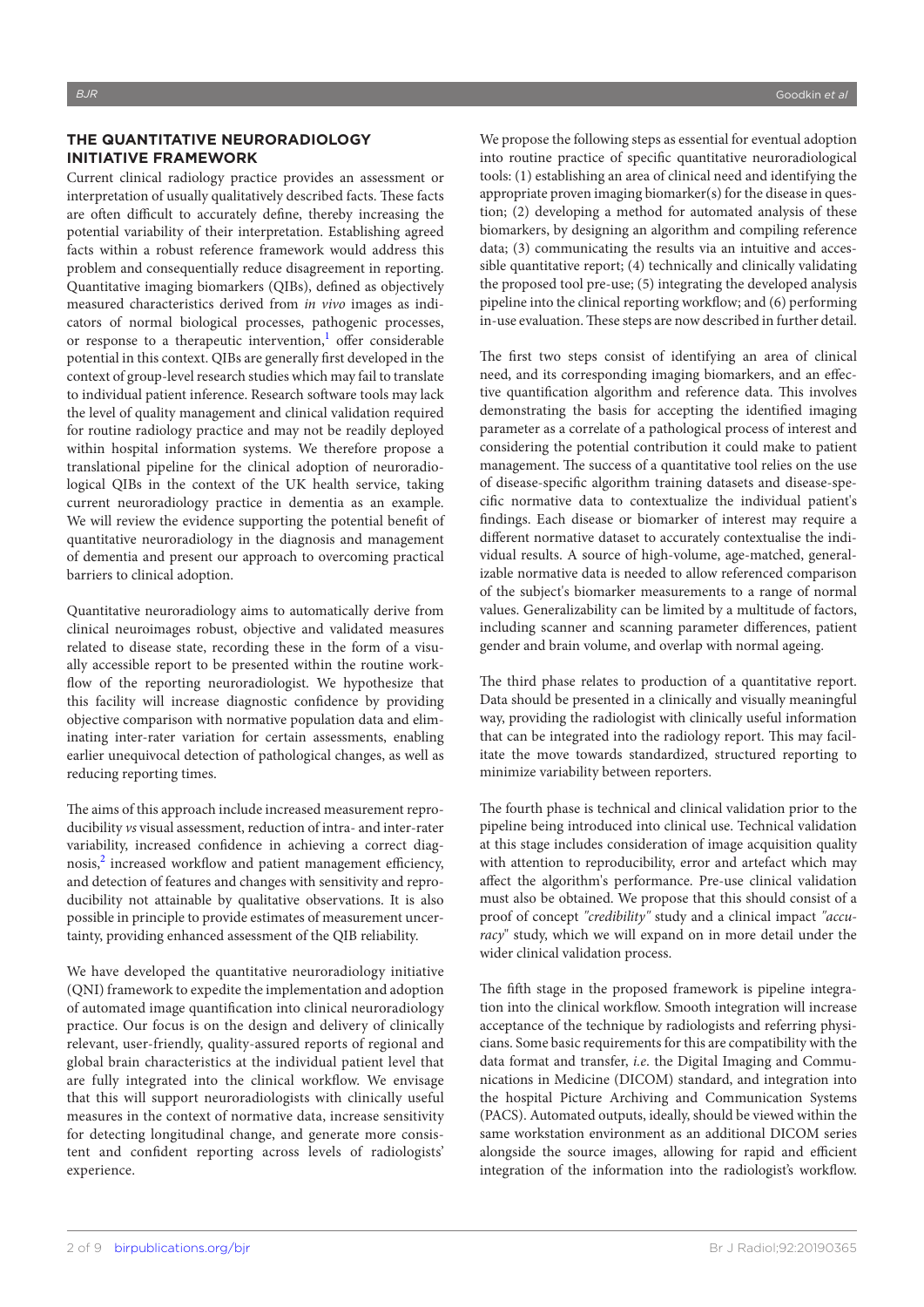## THE QUANTITATIVE NEURORADIOLOGY INITIATIVE FRAMEWORK

Current clinical radiology practice provides an assessment or interpretation of usually qualitatively described facts. These facts are often difficult to accurately define, thereby increasing the potential variability of their interpretation. Establishing agreed facts within a robust reference framework would address this problem and consequentially reduce disagreement in reporting. Quantitative imaging biomarkers (QIBs), defined as objectively measured characteristics derived from *in vivo* images as indicators of normal biological processes, pathogenic processes, or response to a therapeutic intervention,[1] offer considerable potential in this context. QIBs are generally first developed in the context of group-level research studies which may fail to translate to individual patient inference. Research software tools may lack the level of quality management and clinical validation required for routine radiology practice and may not be readily deployed within hospital information systems. We therefore propose a translational pipeline for the clinical adoption of neuroradiological QIBs in the context of the UK health service, taking current neuroradiology practice in dementia as an example. We will review the evidence supporting the potential benefit of quantitative neuroradiology in the diagnosis and management of dementia and present our approach to overcoming practical barriers to clinical adoption.

Quantitative neuroradiology aims to automatically derive from clinical neuroimages robust, objective and validated measures related to disease state, recording these in the form of a visually accessible report to be presented within the routine workflow of the reporting neuroradiologist. We hypothesize that this facility will increase diagnostic confidence by providing objective comparison with normative population data and eliminating inter-rater variation for certain assessments, enabling earlier unequivocal detection of pathological changes, as well as reducing reporting times.

The aims of this approach include increased measurement reproducibility *vs* visual assessment, reduction of intra- and inter-rater variability, increased confidence in achieving a correct diagnosis,[2] increased workflow and patient management efficiency, and detection of features and changes with sensitivity and reproducibility not attainable by qualitative observations. It is also possible in principle to provide estimates of measurement uncertainty, providing enhanced assessment of the QIB reliability.

We have developed the quantitative neuroradiology initiative (QNI) framework to expedite the implementation and adoption of automated image quantification into clinical neuroradiology practice. Our focus is on the design and delivery of clinically relevant, user-friendly, quality-assured reports of regional and global brain characteristics at the individual patient level that are fully integrated into the clinical workflow. We envisage that this will support neuroradiologists with clinically useful measures in the context of normative data, increase sensitivity for detecting longitudinal change, and generate more consistent and confident reporting across levels of radiologists' experience.

We propose the following steps as essential for eventual adoption into routine practice of specific quantitative neuroradiological tools: (1) establishing an area of clinical need and identifying the appropriate proven imaging biomarker(s) for the disease in question; (2) developing a method for automated analysis of these biomarkers, by designing an algorithm and compiling reference data; (3) communicating the results via an intuitive and accessible quantitative report; (4) technically and clinically validating the proposed tool pre-use; (5) integrating the developed analysis pipeline into the clinical reporting workflow; and (6) performing in-use evaluation. These steps are now described in further detail.

The first two steps consist of identifying an area of clinical need, and its corresponding imaging biomarkers, and an effective quantification algorithm and reference data. This involves demonstrating the basis for accepting the identified imaging parameter as a correlate of a pathological process of interest and considering the potential contribution it could make to patient management. The success of a quantitative tool relies on the use of disease-specific algorithm training datasets and disease-specific normative data to contextualize the individual patient's findings. Each disease or biomarker of interest may require a different normative dataset to accurately contextualise the individual results. A source of high-volume, age-matched, generalizable normative data is needed to allow referenced comparison of the subject's biomarker measurements to a range of normal values. Generalizability can be limited by a multitude of factors, including scanner and scanning parameter differences, patient gender and brain volume, and overlap with normal ageing.

The third phase relates to production of a quantitative report. Data should be presented in a clinically and visually meaningful way, providing the radiologist with clinically useful information that can be integrated into the radiology report. This may facilitate the move towards standardized, structured reporting to minimize variability between reporters.

The fourth phase is technical and clinical validation prior to the pipeline being introduced into clinical use. Technical validation at this stage includes consideration of image acquisition quality with attention to reproducibility, error and artefact which may affect the algorithm's performance. Pre-use clinical validation must also be obtained. We propose that this should consist of a proof of concept *"credibility"* study and a clinical impact *"accuracy"* study, which we will expand on in more detail under the wider clinical validation process.

The fifth stage in the proposed framework is pipeline integration into the clinical workflow. Smooth integration will increase acceptance of the technique by radiologists and referring physicians. Some basic requirements for this are compatibility with the data format and transfer, *i.e.* the Digital Imaging and Communications in Medicine (DICOM) standard, and integration into the hospital Picture Archiving and Communication Systems (PACS). Automated outputs, ideally, should be viewed within the same workstation environment as an additional DICOM series alongside the source images, allowing for rapid and efficient integration of the information into the radiologist's workflow.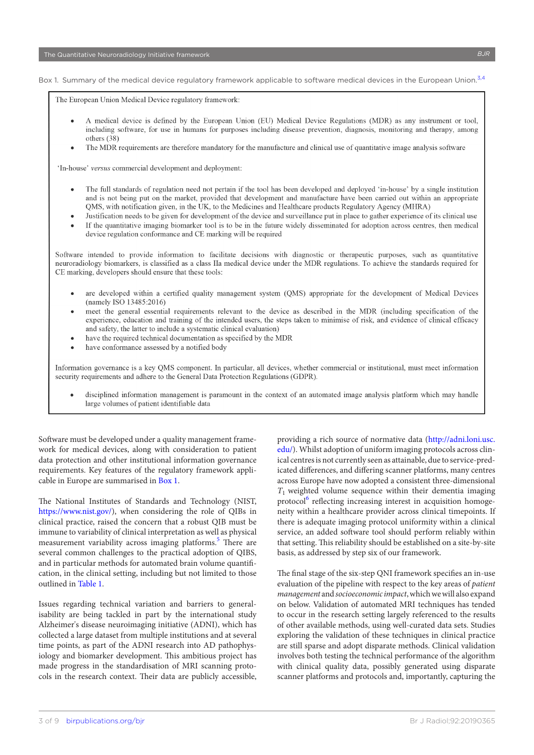Box 1. Summary of the medical device regulatory framework applicable to software medical devices in the European Union.[3,4]

The European Union Medical Device regulatory framework:

- A medical device is defined by the European Union (EU) Medical Device Regulations (MDR) as any instrument or tool, including software, for use in humans for purposes including disease prevention, diagnosis, monitoring and therapy, among others (38)
- The MDR requirements are therefore mandatory for the manufacture and clinical use of quantitative image analysis software

'In-house' *versus* commercial development and deployment:

- The full standards of regulation need not pertain if the tool has been developed and deployed 'in-house' by a single institution and is not being put on the market, provided that development and manufacture have been carried out within an appropriate QMS, with notification given, in the UK, to the Medicines and Healthcare products Regulatory Agency (MHRA)
- Justification needs to be given for development of the device and surveillance put in place to gather experience of its clinical use
- If the quantitative imaging biomarker tool is to be in the future widely disseminated for adoption across centres, then medical device regulation conformance and CE marking will be required

Software intended to provide information to facilitate decisions with diagnostic or therapeutic purposes, such as quantitative neuroradiology biomarkers, is classified as a class IIa medical device under the MDR regulations. To achieve the standards required for CE marking, developers should ensure that these tools:

- are developed within a certified quality management system (QMS) appropriate for the development of Medical Devices (namely ISO 13485:2016)
- meet the general essential requirements relevant to the device as described in the MDR (including specification of the experience, education and training of the intended users, the steps taken to minimise of risk, and evidence of clinical efficacy and safety, the latter to include a systematic clinical evaluation)
- have the required technical documentation as specified by the MDR
- have conformance assessed by a notified body

Information governance is a key QMS component. In particular, all devices, whether commercial or institutional, must meet information security requirements and adhere to the General Data Protection Regulations (GDPR).

- disciplined information management is paramount in the context of an automated image analysis platform which may handle large volumes of patient identifiable data

Software must be developed under a quality management framework for medical devices, along with consideration to patient data protection and other institutional information governance requirements. Key features of the regulatory framework applicable in Europe are summarised in Box 1.

The National Institutes of Standards and Technology (NIST, https://www.nist.gov/), when considering the role of QIBs in clinical practice, raised the concern that a robust QIB must be immune to variability of clinical interpretation as well as physical measurement variability across imaging platforms.[5] There are several common challenges to the practical adoption of QIBS, and in particular methods for automated brain volume quantification, in the clinical setting, including but not limited to those outlined in Table 1.

Issues regarding technical variation and barriers to generalisability are being tackled in part by the international study Alzheimer's disease neuroimaging initiative (ADNI), which has collected a large dataset from multiple institutions and at several time points, as part of the ADNI research into AD pathophysiology and biomarker development. This ambitious project has made progress in the standardisation of MRI scanning protocols in the research context. Their data are publicly accessible, providing a rich source of normative data (http://adni.loni.usc.edu/). Whilst adoption of uniform imaging protocols across clinical centres is not currently seen as attainable, due to service-predicated differences, and differing scanner platforms, many centres across Europe have now adopted a consistent three-dimensional $T_1$ weighted volume sequence within their dementia imaging protocol[6] reflecting increasing interest in acquisition homogeneity within a healthcare provider across clinical timepoints. If there is adequate imaging protocol uniformity within a clinical service, an added software tool should perform reliably within that setting. This reliability should be established on a site-by-site basis, as addressed by step six of our framework.

The final stage of the six-step QNI framework specifies an in-use evaluation of the pipeline with respect to the key areas of *patient management* and *socioeconomic impact*, which we will also expand on below. Validation of automated MRI techniques has tended to occur in the research setting largely referenced to the results of other available methods, using well-curated data sets. Studies exploring the validation of these techniques in clinical practice are still sparse and adopt disparate methods. Clinical validation involves both testing the technical performance of the algorithm with clinical quality data, possibly generated using disparate scanner platforms and protocols and, importantly, capturing the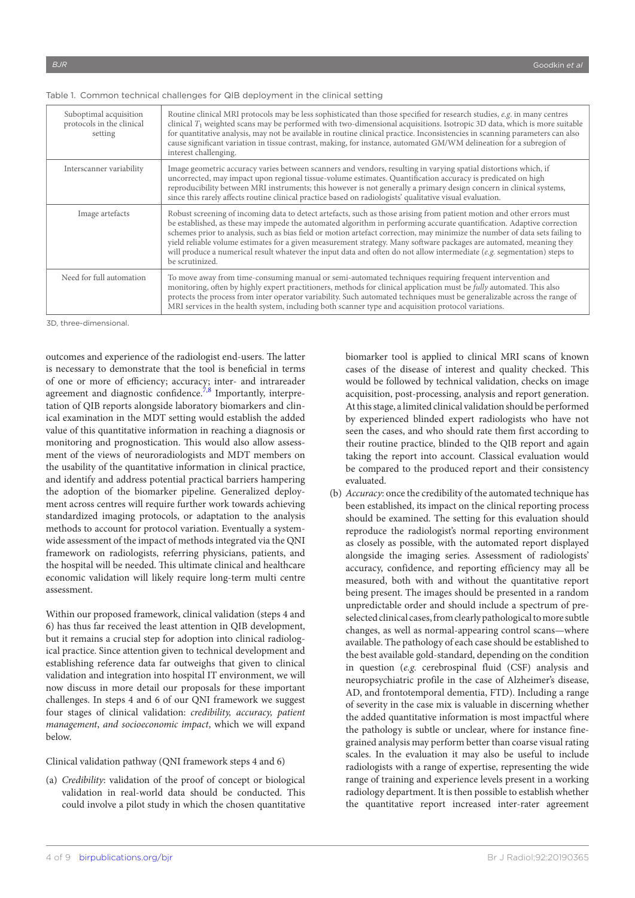Table 1. Common technical challenges for QIB deployment in the clinical setting

| | |
|---|---|
| Suboptimal acquisition protocols in the clinical setting | Routine clinical MRI protocols may be less sophisticated than those specified for research studies, *e.g.* in many centres clinical $T_1$ weighted scans may be performed with two-dimensional acquisitions. Isotropic 3D data, which is more suitable for quantitative analysis, may not be available in routine clinical practice. Inconsistencies in scanning parameters can also cause significant variation in tissue contrast, making, for instance, automated GM/WM delineation for a subregion of interest challenging. |
| Interscanner variability | Image geometric accuracy varies between scanners and vendors, resulting in varying spatial distortions which, if uncorrected, may impact upon regional tissue-volume estimates. Quantification accuracy is predicated on high reproducibility between MRI instruments; this however is not generally a primary design concern in clinical systems, since this rarely affects routine clinical practice based on radiologists' qualitative visual evaluation. |
| Image artefacts | Robust screening of incoming data to detect artefacts, such as those arising from patient motion and other errors must be established, as these may impede the automated algorithm in performing accurate quantification. Adaptive correction schemes prior to analysis, such as bias field or motion artefact correction, may minimize the number of data sets failing to yield reliable volume estimates for a given measurement strategy. Many software packages are automated, meaning they will produce a numerical result whatever the input data and often do not allow intermediate (*e.g.* segmentation) steps to be scrutinized. |
| Need for full automation | To move away from time-consuming manual or semi-automated techniques requiring frequent intervention and monitoring, often by highly expert practitioners, methods for clinical application must be *fully* automated. This also protects the process from inter operator variability. Such automated techniques must be generalizable across the range of MRI services in the health system, including both scanner type and acquisition protocol variations. |

3D, three-dimensional.

outcomes and experience of the radiologist end-users. The latter is necessary to demonstrate that the tool is beneficial in terms of one or more of efficiency; accuracy; inter- and intrareader agreement and diagnostic confidence.[7,8] Importantly, interpretation of QIB reports alongside laboratory biomarkers and clinical examination in the MDT setting would establish the added value of this quantitative information in reaching a diagnosis or monitoring and prognostication. This would also allow assessment of the views of neuroradiologists and MDT members on the usability of the quantitative information in clinical practice, and identify and address potential practical barriers hampering the adoption of the biomarker pipeline. Generalized deployment across centres will require further work towards achieving standardized imaging protocols, or adaptation to the analysis methods to account for protocol variation. Eventually a system-wide assessment of the impact of methods integrated via the QNI framework on radiologists, referring physicians, patients, and the hospital will be needed. This ultimate clinical and healthcare economic validation will likely require long-term multi centre assessment.

Within our proposed framework, clinical validation (steps 4 and 6) has thus far received the least attention in QIB development, but it remains a crucial step for adoption into clinical radiological practice. Since attention given to technical development and establishing reference data far outweighs that given to clinical validation and integration into hospital IT environment, we will now discuss in more detail our proposals for these important challenges. In steps 4 and 6 of our QNI framework we suggest four stages of clinical validation: *credibility, accuracy, patient management*, *and socioeconomic impact*, which we will expand below.

Clinical validation pathway (QNI framework steps 4 and 6)

(a) *Credibility*: validation of the proof of concept or biological validation in real-world data should be conducted. This could involve a pilot study in which the chosen quantitative biomarker tool is applied to clinical MRI scans of known cases of the disease of interest and quality checked. This would be followed by technical validation, checks on image acquisition, post-processing, analysis and report generation. At this stage, a limited clinical validation should be performed by experienced blinded expert radiologists who have not seen the cases, and who should rate them first according to their routine practice, blinded to the QIB report and again taking the report into account. Classical evaluation would be compared to the produced report and their consistency evaluated.

(b) *Accuracy*: once the credibility of the automated technique has been established, its impact on the clinical reporting process should be examined. The setting for this evaluation should reproduce the radiologist's normal reporting environment as closely as possible, with the automated report displayed alongside the imaging series. Assessment of radiologists' accuracy, confidence, and reporting efficiency may all be measured, both with and without the quantitative report being present. The images should be presented in a random unpredictable order and should include a spectrum of preselected clinical cases, from clearly pathological to more subtle changes, as well as normal-appearing control scans—where available. The pathology of each case should be established to the best available gold-standard, depending on the condition in question (*e.g.* cerebrospinal fluid (CSF) analysis and neuropsychiatric profile in the case of Alzheimer's disease, AD, and frontotemporal dementia, FTD). Including a range of severity in the case mix is valuable in discerning whether the added quantitative information is most impactful where the pathology is subtle or unclear, where for instance fine-grained analysis may perform better than coarse visual rating scales. In the evaluation it may also be useful to include radiologists with a range of expertise, representing the wide range of training and experience levels present in a working radiology department. It is then possible to establish whether the quantitative report increased inter-rater agreement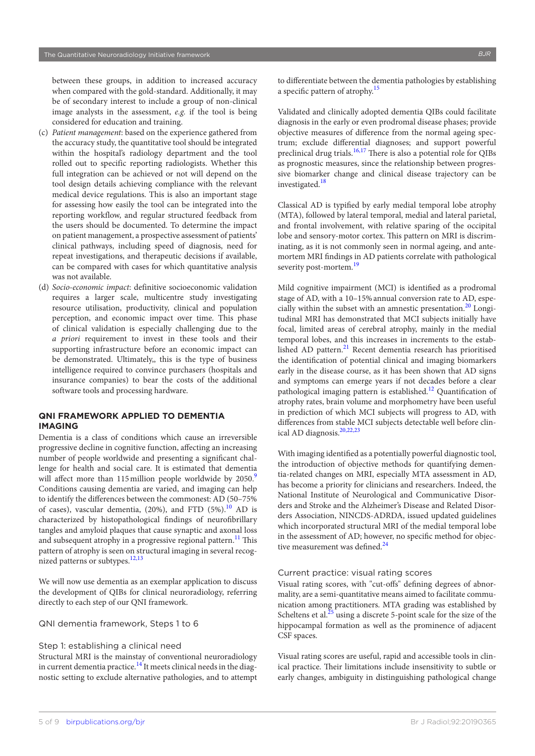between these groups, in addition to increased accuracy when compared with the gold-standard. Additionally, it may be of secondary interest to include a group of non-clinical image analysts in the assessment, *e.g.* if the tool is being considered for education and training.

(c) *Patient management*: based on the experience gathered from the accuracy study, the quantitative tool should be integrated within the hospital's radiology department and the tool rolled out to specific reporting radiologists. Whether this full integration can be achieved or not will depend on the tool design details achieving compliance with the relevant medical device regulations. This is also an important stage for assessing how easily the tool can be integrated into the reporting workflow, and regular structured feedback from the users should be documented. To determine the impact on patient management, a prospective assessment of patients' clinical pathways, including speed of diagnosis, need for repeat investigations, and therapeutic decisions if available, can be compared with cases for which quantitative analysis was not available.

(d) *Socio-economic impact*: definitive socioeconomic validation requires a larger scale, multicentre study investigating resource utilisation, productivity, clinical and population perception, and economic impact over time. This phase of clinical validation is especially challenging due to the *a priori* requirement to invest in these tools and their supporting infrastructure before an economic impact can be demonstrated. Ultimately,, this is the type of business intelligence required to convince purchasers (hospitals and insurance companies) to bear the costs of the additional software tools and processing hardware.

## QNI FRAMEWORK APPLIED TO DEMENTIA IMAGING

Dementia is a class of conditions which cause an irreversible progressive decline in cognitive function, affecting an increasing number of people worldwide and presenting a significant challenge for health and social care. It is estimated that dementia will affect more than 115 million people worldwide by 2050.[9] Conditions causing dementia are varied, and imaging can help to identify the differences between the commonest: AD (50–75% of cases), vascular dementia, (20%), and FTD (5%).[10] AD is characterized by histopathological findings of neurofibrillary tangles and amyloid plaques that cause synaptic and axonal loss and subsequent atrophy in a progressive regional pattern.[11] This pattern of atrophy is seen on structural imaging in several recognized patterns or subtypes.[12,13]

We will now use dementia as an exemplar application to discuss the development of QIBs for clinical neuroradiology, referring directly to each step of our QNI framework.

### QNI dementia framework, Steps 1 to 6

#### Step 1: establishing a clinical need

Structural MRI is the mainstay of conventional neuroradiology in current dementia practice.[14] It meets clinical needs in the diagnostic setting to exclude alternative pathologies, and to attempt to differentiate between the dementia pathologies by establishing a specific pattern of atrophy.[15]

Validated and clinically adopted dementia QIBs could facilitate diagnosis in the early or even prodromal disease phases; provide objective measures of difference from the normal ageing spectrum; exclude differential diagnoses; and support powerful preclinical drug trials.[16,17] There is also a potential role for QIBs as prognostic measures, since the relationship between progressive biomarker change and clinical disease trajectory can be investigated.[18]

Classical AD is typified by early medial temporal lobe atrophy (MTA), followed by lateral temporal, medial and lateral parietal, and frontal involvement, with relative sparing of the occipital lobe and sensory-motor cortex. This pattern on MRI is discriminating, as it is not commonly seen in normal ageing, and antemortem MRI findings in AD patients correlate with pathological severity post-mortem.[19]

Mild cognitive impairment (MCI) is identified as a prodromal stage of AD, with a 10–15% annual conversion rate to AD, especially within the subset with an amnestic presentation.[20] Longitudinal MRI has demonstrated that MCI subjects initially have focal, limited areas of cerebral atrophy, mainly in the medial temporal lobes, and this increases in increments to the established AD pattern.[21] Recent dementia research has prioritised the identification of potential clinical and imaging biomarkers early in the disease course, as it has been shown that AD signs and symptoms can emerge years if not decades before a clear pathological imaging pattern is established.[12] Quantification of atrophy rates, brain volume and morphometry have been useful in prediction of which MCI subjects will progress to AD, with differences from stable MCI subjects detectable well before clinical AD diagnosis.[20,22,23]

With imaging identified as a potentially powerful diagnostic tool, the introduction of objective methods for quantifying dementia-related changes on MRI, especially MTA assessment in AD, has become a priority for clinicians and researchers. Indeed, the National Institute of Neurological and Communicative Disorders and Stroke and the Alzheimer's Disease and Related Disorders Association, NINCDS-ADRDA, issued updated guidelines which incorporated structural MRI of the medial temporal lobe in the assessment of AD; however, no specific method for objective measurement was defined.[24]

### Current practice: visual rating scores

Visual rating scores, with "cut-offs" defining degrees of abnormality, are a semi-quantitative means aimed to facilitate communication among practitioners. MTA grading was established by Scheltens et al.[25] using a discrete 5-point scale for the size of the hippocampal formation as well as the prominence of adjacent CSF spaces.

Visual rating scores are useful, rapid and accessible tools in clinical practice. Their limitations include insensitivity to subtle or early changes, ambiguity in distinguishing pathological change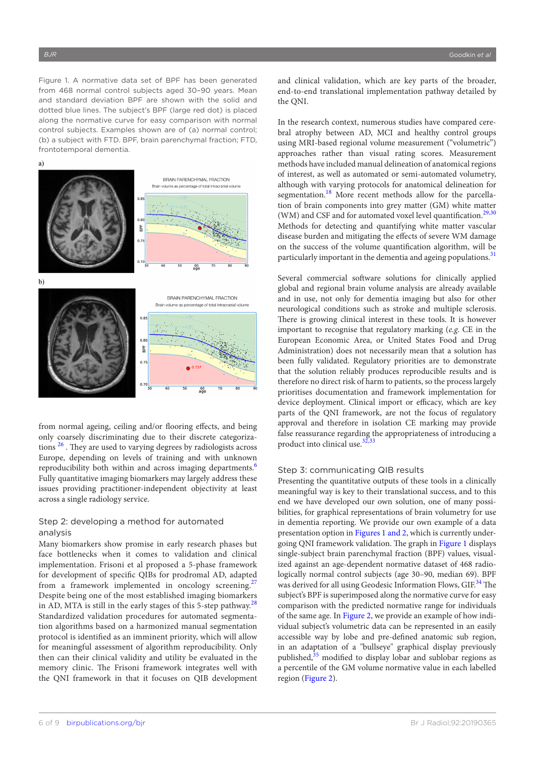Figure 1. A normative data set of BPF has been generated from 468 normal control subjects aged 30–90 years. Mean and standard deviation BPF are shown with the solid and dotted blue lines. The subject's BPF (large red dot) is placed along the normative curve for easy comparison with normal control subjects. Examples shown are of (a) normal control; (b) a subject with FTD. BPF, brain parenchymal fraction; FTD, frontotemporal dementia.

from normal ageing, ceiling and/or flooring effects, and being only coarsely discriminating due to their discrete categorizations [26]. They are used to varying degrees by radiologists across Europe, depending on levels of training and with unknown reproducibility both within and across imaging departments.[6] Fully quantitative imaging biomarkers may largely address these issues providing practitioner-independent objectivity at least across a single radiology service.

## Step 2: developing a method for automated analysis

Many biomarkers show promise in early research phases but face bottlenecks when it comes to validation and clinical implementation. Frisoni et al proposed a 5-phase framework for development of specific QIBs for prodromal AD, adapted from a framework implemented in oncology screening.[27] Despite being one of the most established imaging biomarkers in AD, MTA is still in the early stages of this 5-step pathway.[28] Standardized validation procedures for automated segmentation algorithms based on a harmonized manual segmentation protocol is identified as an imminent priority, which will allow for meaningful assessment of algorithm reproducibility. Only then can their clinical validity and utility be evaluated in the memory clinic. The Frisoni framework integrates well with the QNI framework in that it focuses on QIB development and clinical validation, which are key parts of the broader, end-to-end translational implementation pathway detailed by the QNI.

In the research context, numerous studies have compared cerebral atrophy between AD, MCI and healthy control groups using MRI-based regional volume measurement ("volumetric") approaches rather than visual rating scores. Measurement methods have included manual delineation of anatomical regions of interest, as well as automated or semi-automated volumetry, although with varying protocols for anatomical delineation for segmentation.[18] More recent methods allow for the parcellation of brain components into grey matter (GM) white matter (WM) and CSF and for automated voxel level quantification.[29,30] Methods for detecting and quantifying white matter vascular disease burden and mitigating the effects of severe WM damage on the success of the volume quantification algorithm, will be particularly important in the dementia and ageing populations.[31]

Several commercial software solutions for clinically applied global and regional brain volume analysis are already available and in use, not only for dementia imaging but also for other neurological conditions such as stroke and multiple sclerosis. There is growing clinical interest in these tools. It is however important to recognise that regulatory marking (*e.g.* CE in the European Economic Area, or United States Food and Drug Administration) does not necessarily mean that a solution has been fully validated. Regulatory priorities are to demonstrate that the solution reliably produces reproducible results and is therefore no direct risk of harm to patients, so the process largely prioritises documentation and framework implementation for device deployment. Clinical import or efficacy, which are key parts of the QNI framework, are not the focus of regulatory approval and therefore in isolation CE marking may provide false reassurance regarding the appropriateness of introducing a product into clinical use.[32,33]

## Step 3: communicating QIB results

Presenting the quantitative outputs of these tools in a clinically meaningful way is key to their translational success, and to this end we have developed our own solution, one of many possibilities, for graphical representations of brain volumetry for use in dementia reporting. We provide our own example of a data presentation option in Figures 1 and 2, which is currently undergoing QNI framework validation. The graph in Figure 1 displays single-subject brain parenchymal fraction (BPF) values, visualized against an age-dependent normative dataset of 468 radiologically normal control subjects (age 30–90, median 69). BPF was derived for all using Geodesic Information Flows, GIF.[34] The subject's BPF is superimposed along the normative curve for easy comparison with the predicted normative range for individuals of the same age. In Figure 2, we provide an example of how individual subject's volumetric data can be represented in an easily accessible way by lobe and pre-defined anatomic sub region, in an adaptation of a "bullseye" graphical display previously published,[35] modified to display lobar and sublobar regions as a percentile of the GM volume normative value in each labelled region (Figure 2).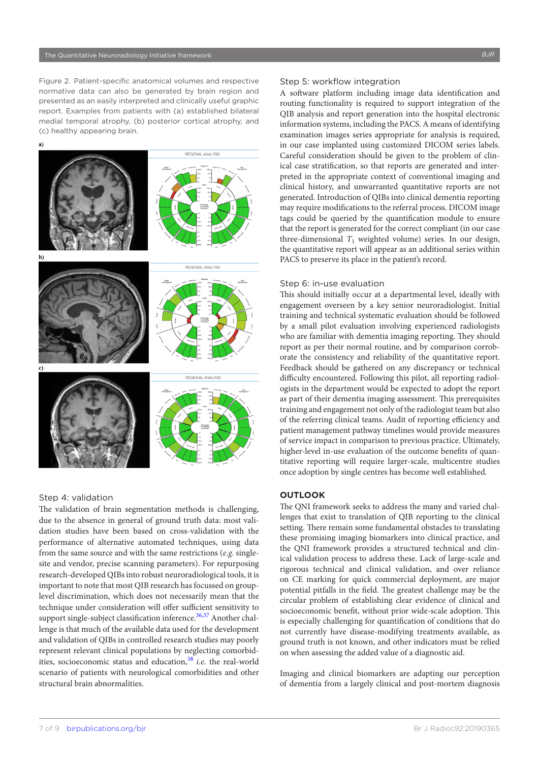Figure 2. Patient-specific anatomical volumes and respective normative data can also be generated by brain region and presented as an easily interpreted and clinically useful graphic report. Examples from patients with (a) established bilateral medial temporal atrophy, (b) posterior cortical atrophy, and (c) healthy appearing brain.

### Step 4: validation

The validation of brain segmentation methods is challenging, due to the absence in general of ground truth data: most validation studies have been based on cross-validation with the performance of alternative automated techniques, using data from the same source and with the same restrictions (*e.g.* single-site and vendor, precise scanning parameters). For repurposing research-developed QIBs into robust neuroradiological tools, it is important to note that most QIB research has focussed on group-level discrimination, which does not necessarily mean that the technique under consideration will offer sufficient sensitivity to support single-subject classification inference.[36,37] Another challenge is that much of the available data used for the development and validation of QIBs in controlled research studies may poorly represent relevant clinical populations by neglecting comorbidities, socioeconomic status and education,[38] *i.e.* the real-world scenario of patients with neurological comorbidities and other structural brain abnormalities.

### Step 5: workflow integration

A software platform including image data identification and routing functionality is required to support integration of the QIB analysis and report generation into the hospital electronic information systems, including the PACS. A means of identifying examination images series appropriate for analysis is required, in our case implanted using customized DICOM series labels. Careful consideration should be given to the problem of clinical case stratification, so that reports are generated and interpreted in the appropriate context of conventional imaging and clinical history, and unwarranted quantitative reports are not generated. Introduction of QIBs into clinical dementia reporting may require modifications to the referral process. DICOM image tags could be queried by the quantification module to ensure that the report is generated for the correct compliant (in our case three-dimensional $T_1$ weighted volume) series. In our design, the quantitative report will appear as an additional series within PACS to preserve its place in the patient's record.

### Step 6: in-use evaluation

This should initially occur at a departmental level, ideally with engagement overseen by a key senior neuroradiologist. Initial training and technical systematic evaluation should be followed by a small pilot evaluation involving experienced radiologists who are familiar with dementia imaging reporting. They should report as per their normal routine, and by comparison corroborate the consistency and reliability of the quantitative report. Feedback should be gathered on any discrepancy or technical difficulty encountered. Following this pilot, all reporting radiologists in the department would be expected to adopt the report as part of their dementia imaging assessment. This prerequisites training and engagement not only of the radiologist team but also of the referring clinical teams. Audit of reporting efficiency and patient management pathway timelines would provide measures of service impact in comparison to previous practice. Ultimately, higher-level in-use evaluation of the outcome benefits of quantitative reporting will require larger-scale, multicentre studies once adoption by single centres has become well established.

## OUTLOOK

The QNI framework seeks to address the many and varied challenges that exist to translation of QIB reporting to the clinical setting. There remain some fundamental obstacles to translating these promising imaging biomarkers into clinical practice, and the QNI framework provides a structured technical and clinical validation process to address these. Lack of large-scale and rigorous technical and clinical validation, and over reliance on CE marking for quick commercial deployment, are major potential pitfalls in the field. The greatest challenge may be the circular problem of establishing clear evidence of clinical and socioeconomic benefit, without prior wide-scale adoption. This is especially challenging for quantification of conditions that do not currently have disease-modifying treatments available, as ground truth is not known, and other indicators must be relied on when assessing the added value of a diagnostic aid.

Imaging and clinical biomarkers are adapting our perception of dementia from a largely clinical and post-mortem diagnosis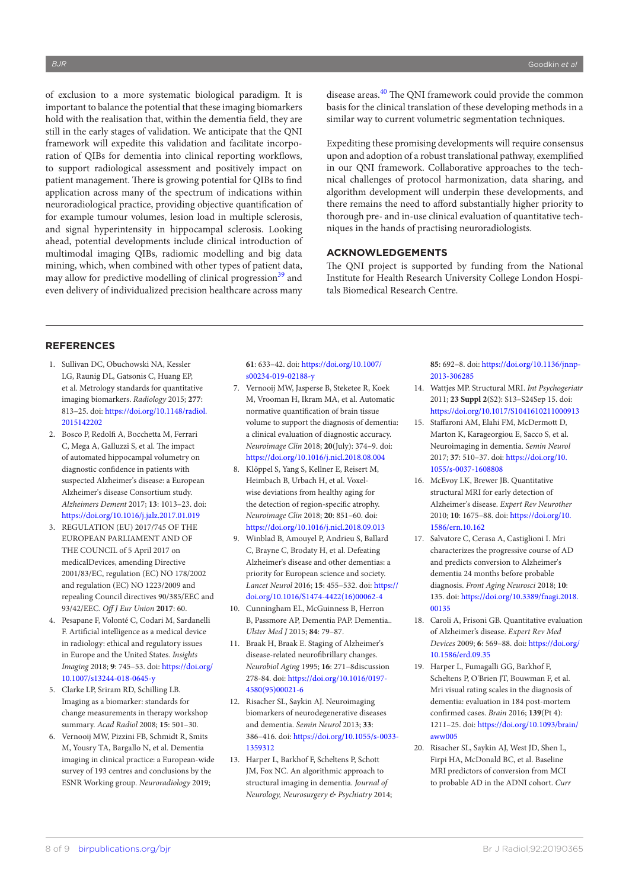of exclusion to a more systematic biological paradigm. It is important to balance the potential that these imaging biomarkers hold with the realisation that, within the dementia field, they are still in the early stages of validation. We anticipate that the QNI framework will expedite this validation and facilitate incorporation of QIBs for dementia into clinical reporting workflows, to support radiological assessment and positively impact on patient management. There is growing potential for QIBs to find application across many of the spectrum of indications within neuroradiological practice, providing objective quantification of for example tumour volumes, lesion load in multiple sclerosis, and signal hyperintensity in hippocampal sclerosis. Looking ahead, potential developments include clinical introduction of multimodal imaging QIBs, radiomic modelling and big data mining, which, when combined with other types of patient data, may allow for predictive modelling of clinical progression[39] and even delivery of individualized precision healthcare across many disease areas.[40] The QNI framework could provide the common basis for the clinical translation of these developing methods in a similar way to current volumetric segmentation techniques.

Expediting these promising developments will require consensus upon and adoption of a robust translational pathway, exemplified in our QNI framework. Collaborative approaches to the technical challenges of protocol harmonization, data sharing, and algorithm development will underpin these developments, and there remains the need to afford substantially higher priority to thorough pre- and in-use clinical evaluation of quantitative techniques in the hands of practising neuroradiologists.

## ACKNOWLEDGEMENTS

The QNI project is supported by funding from the National Institute for Health Research University College London Hospitals Biomedical Research Centre.

## REFERENCES

1. Sullivan DC, Obuchowski NA, Kessler LG, Raunig DL, Gatsonis C, Huang EP, et al. Metrology standards for quantitative imaging biomarkers. *Radiology* 2015; **277**: 813–25. doi: https://doi.org/10.1148/radiol.2015142202
2. Bosco P, Redolfi A, Bocchetta M, Ferrari C, Mega A, Galluzzi S, et al. The impact of automated hippocampal volumetry on diagnostic confidence in patients with suspected Alzheimer's disease: a European Alzheimer's disease Consortium study. *Alzheimers Dement* 2017; **13**: 1013–23. doi: https://doi.org/10.1016/j.jalz.2017.01.019
3. REGULATION (EU) 2017/745 OF THE EUROPEAN PARLIAMENT AND OF THE COUNCIL of 5 April 2017 on medicalDevices, amending Directive 2001/83/EC, regulation (EC) NO 178/2002 and regulation (EC) NO 1223/2009 and repealing Council directives 90/385/EEC and 93/42/EEC. *Off J Eur Union* **2017**: 60.
4. Pesapane F, Volonté C, Codari M, Sardanelli F. Artificial intelligence as a medical device in radiology: ethical and regulatory issues in Europe and the United States. *Insights Imaging* 2018; **9**: 745–53. doi: https://doi.org/10.1007/s13244-018-0645-y
5. Clarke LP, Sriram RD, Schilling LB. Imaging as a biomarker: standards for change measurements in therapy workshop summary. *Acad Radiol* 2008; **15**: 501–30.
6. Vernooij MW, Pizzini FB, Schmidt R, Smits M, Yousry TA, Bargallo N, et al. Dementia imaging in clinical practice: a European-wide survey of 193 centres and conclusions by the ESNR Working group. *Neuroradiology* 2019; **61**: 633–42. doi: https://doi.org/10.1007/s00234-019-02188-y
7. Vernooij MW, Jasperse B, Steketee R, Koek M, Vrooman H, Ikram MA, et al. Automatic normative quantification of brain tissue volume to support the diagnosis of dementia: a clinical evaluation of diagnostic accuracy. *Neuroimage Clin* 2018; **20**(July): 374–9. doi: https://doi.org/10.1016/j.nicl.2018.08.004
8. Klöppel S, Yang S, Kellner E, Reisert M, Heimbach B, Urbach H, et al. Voxel-wise deviations from healthy aging for the detection of region-specific atrophy. *Neuroimage Clin* 2018; **20**: 851–60. doi: https://doi.org/10.1016/j.nicl.2018.09.013
9. Winblad B, Amouyel P, Andrieu S, Ballard C, Brayne C, Brodaty H, et al. Defeating Alzheimer's disease and other dementias: a priority for European science and society. *Lancet Neurol* 2016; **15**: 455–532. doi: https://doi.org/10.1016/S1474-4422(16)00062-4
10. Cunningham EL, McGuinness B, Herron B, Passmore AP, Dementia PAP. Dementia.. *Ulster Med J* 2015; **84**: 79–87.
11. Braak H, Braak E. Staging of Alzheimer's disease-related neurofibrillary changes. *Neurobiol Aging* 1995; **16**: 271–8discussion 278-84. doi: https://doi.org/10.1016/0197-4580(95)00021-6
12. Risacher SL, Saykin AJ. Neuroimaging biomarkers of neurodegenerative diseases and dementia. *Semin Neurol* 2013; **33**: 386–416. doi: https://doi.org/10.1055/s-0033-1359312
13. Harper L, Barkhof F, Scheltens P, Schott JM, Fox NC. An algorithmic approach to structural imaging in dementia. *Journal of Neurology, Neurosurgery & Psychiatry* 2014; **85**: 692–8. doi: https://doi.org/10.1136/jnnp-2013-306285
14. Wattjes MP. Structural MRI. *Int Psychogeriatr* 2011; **23 Suppl 2**(S2): S13–S24Sep 15. doi: https://doi.org/10.1017/S1041610211000913
15. Staffaroni AM, Elahi FM, McDermott D, Marton K, Karageorgiou E, Sacco S, et al. Neuroimaging in dementia. *Semin Neurol* 2017; **37**: 510–37. doi: https://doi.org/10.1055/s-0037-1608808
16. McEvoy LK, Brewer JB. Quantitative structural MRI for early detection of Alzheimer's disease. *Expert Rev Neurother* 2010; **10**: 1675–88. doi: https://doi.org/10.1586/ern.10.162
17. Salvatore C, Cerasa A, Castiglioni I. Mri characterizes the progressive course of AD and predicts conversion to Alzheimer's dementia 24 months before probable diagnosis. *Front Aging Neurosci* 2018; **10**: 135. doi: https://doi.org/10.3389/fnagi.2018.00135
18. Caroli A, Frisoni GB. Quantitative evaluation of Alzheimer's disease. *Expert Rev Med Devices* 2009; **6**: 569–88. doi: https://doi.org/10.1586/erd.09.35
19. Harper L, Fumagalli GG, Barkhof F, Scheltens P, O'Brien JT, Bouwman F, et al. Mri visual rating scales in the diagnosis of dementia: evaluation in 184 post-mortem confirmed cases. *Brain* 2016; **139**(Pt 4): 1211–25. doi: https://doi.org/10.1093/brain/aww005
20. Risacher SL, Saykin AJ, West JD, Shen L, Firpi HA, McDonald BC, et al. Baseline MRI predictors of conversion from MCI to probable AD in the ADNI cohort. *Curr*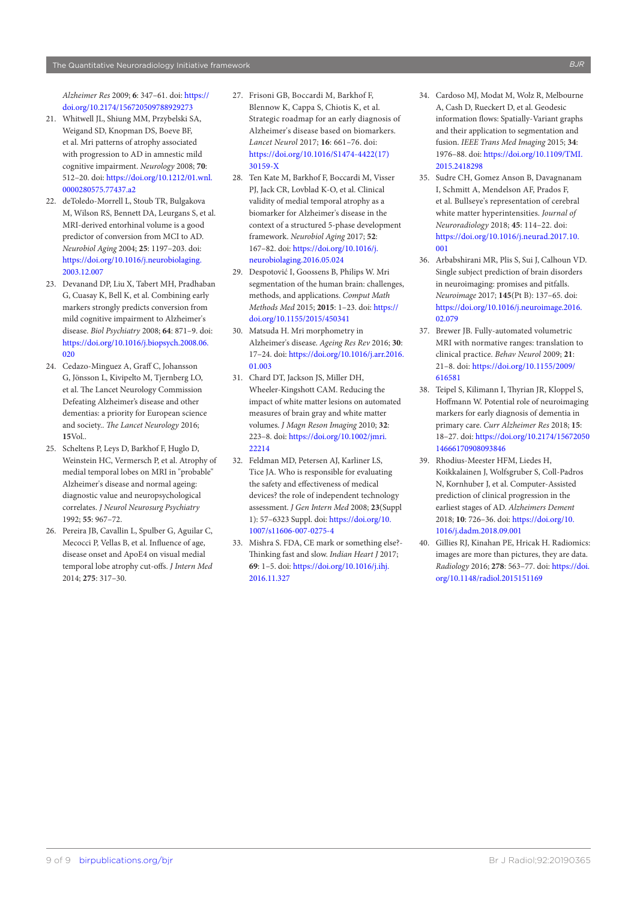*Alzheimer Res* 2009; **6**: 347–61. doi: https://doi.org/10.2174/156720509788929273

21. Whitwell JL, Shiung MM, Przybelski SA, Weigand SD, Knopman DS, Boeve BF, et al. Mri patterns of atrophy associated with progression to AD in amnestic mild cognitive impairment. *Neurology* 2008; **70**: 512–20. doi: https://doi.org/10.1212/01.wnl.0000280575.77437.a2
22. deToledo-Morrell L, Stoub TR, Bulgakova M, Wilson RS, Bennett DA, Leurgans S, et al. MRI-derived entorhinal volume is a good predictor of conversion from MCI to AD. *Neurobiol Aging* 2004; **25**: 1197–203. doi: https://doi.org/10.1016/j.neurobiolaging.2003.12.007
23. Devanand DP, Liu X, Tabert MH, Pradhaban G, Cuasay K, Bell K, et al. Combining early markers strongly predicts conversion from mild cognitive impairment to Alzheimer's disease. *Biol Psychiatry* 2008; **64**: 871–9. doi: https://doi.org/10.1016/j.biopsych.2008.06.020
24. Cedazo-Minguez A, Graff C, Johansson G, Jönsson L, Kivipelto M, Tjernberg LO, et al. The Lancet Neurology Commission Defeating Alzheimer's disease and other dementias: a priority for European science and society.. *The Lancet Neurology* 2016; **15**Vol..
25. Scheltens P, Leys D, Barkhof F, Huglo D, Weinstein HC, Vermersch P, et al. Atrophy of medial temporal lobes on MRI in "probable" Alzheimer's disease and normal ageing: diagnostic value and neuropsychological correlates. *J Neurol Neurosurg Psychiatry* 1992; **55**: 967–72.
26. Pereira JB, Cavallin L, Spulber G, Aguilar C, Mecocci P, Vellas B, et al. Influence of age, disease onset and ApoE4 on visual medial temporal lobe atrophy cut-offs. *J Intern Med* 2014; **275**: 317–30.
27. Frisoni GB, Boccardi M, Barkhof F, Blennow K, Cappa S, Chiotis K, et al. Strategic roadmap for an early diagnosis of Alzheimer's disease based on biomarkers. *Lancet Neurol* 2017; **16**: 661–76. doi: https://doi.org/10.1016/S1474-4422(17)30159-X
28. Ten Kate M, Barkhof F, Boccardi M, Visser PJ, Jack CR, Lovblad K-O, et al. Clinical validity of medial temporal atrophy as a biomarker for Alzheimer's disease in the context of a structured 5-phase development framework. *Neurobiol Aging* 2017; **52**: 167–82. doi: https://doi.org/10.1016/j.neurobiolaging.2016.05.024
29. Despotović I, Goossens B, Philips W. Mri segmentation of the human brain: challenges, methods, and applications. *Comput Math Methods Med* 2015; **2015**: 1–23. doi: https://doi.org/10.1155/2015/450341
30. Matsuda H. Mri morphometry in Alzheimer's disease. *Ageing Res Rev* 2016; **30**: 17–24. doi: https://doi.org/10.1016/j.arr.2016.01.003
31. Chard DT, Jackson JS, Miller DH, Wheeler-Kingshott CAM. Reducing the impact of white matter lesions on automated measures of brain gray and white matter volumes. *J Magn Reson Imaging* 2010; **32**: 223–8. doi: https://doi.org/10.1002/jmri.22214
32. Feldman MD, Petersen AJ, Karliner LS, Tice JA. Who is responsible for evaluating the safety and effectiveness of medical devices? the role of independent technology assessment. *J Gen Intern Med* 2008; **23**(Suppl 1): 57–6323 Suppl. doi: https://doi.org/10.1007/s11606-007-0275-4
33. Mishra S. FDA, CE mark or something else?-Thinking fast and slow. *Indian Heart J* 2017; **69**: 1–5. doi: https://doi.org/10.1016/j.ihj.2016.11.327
34. Cardoso MJ, Modat M, Wolz R, Melbourne A, Cash D, Rueckert D, et al. Geodesic information flows: Spatially-Variant graphs and their application to segmentation and fusion. *IEEE Trans Med Imaging* 2015; **34**: 1976–88. doi: https://doi.org/10.1109/TMI.2015.2418298
35. Sudre CH, Gomez Anson B, Davagnanam I, Schmitt A, Mendelson AF, Prados F, et al. Bullseye's representation of cerebral white matter hyperintensities. *Journal of Neuroradiology* 2018; **45**: 114–22. doi: https://doi.org/10.1016/j.neurad.2017.10.001
36. Arbabshirani MR, Plis S, Sui J, Calhoun VD. Single subject prediction of brain disorders in neuroimaging: promises and pitfalls. *Neuroimage* 2017; **145**(Pt B): 137–65. doi: https://doi.org/10.1016/j.neuroimage.2016.02.079
37. Brewer JB. Fully-automated volumetric MRI with normative ranges: translation to clinical practice. *Behav Neurol* 2009; **21**: 21–8. doi: https://doi.org/10.1155/2009/616581
38. Teipel S, Kilimann I, Thyrian JR, Kloppel S, Hoffmann W. Potential role of neuroimaging markers for early diagnosis of dementia in primary care. *Curr Alzheimer Res* 2018; **15**: 18–27. doi: https://doi.org/10.2174/1567205014666170908093846
39. Rhodius-Meester HFM, Liedes H, Koikkalainen J, Wolfsgruber S, Coll-Padros N, Kornhuber J, et al. Computer-Assisted prediction of clinical progression in the earliest stages of AD. *Alzheimers Dement* 2018; **10**: 726–36. doi: https://doi.org/10.1016/j.dadm.2018.09.001
40. Gillies RJ, Kinahan PE, Hricak H. Radiomics: images are more than pictures, they are data. *Radiology* 2016; **278**: 563–77. doi: https://doi.org/10.1148/radiol.2015151169